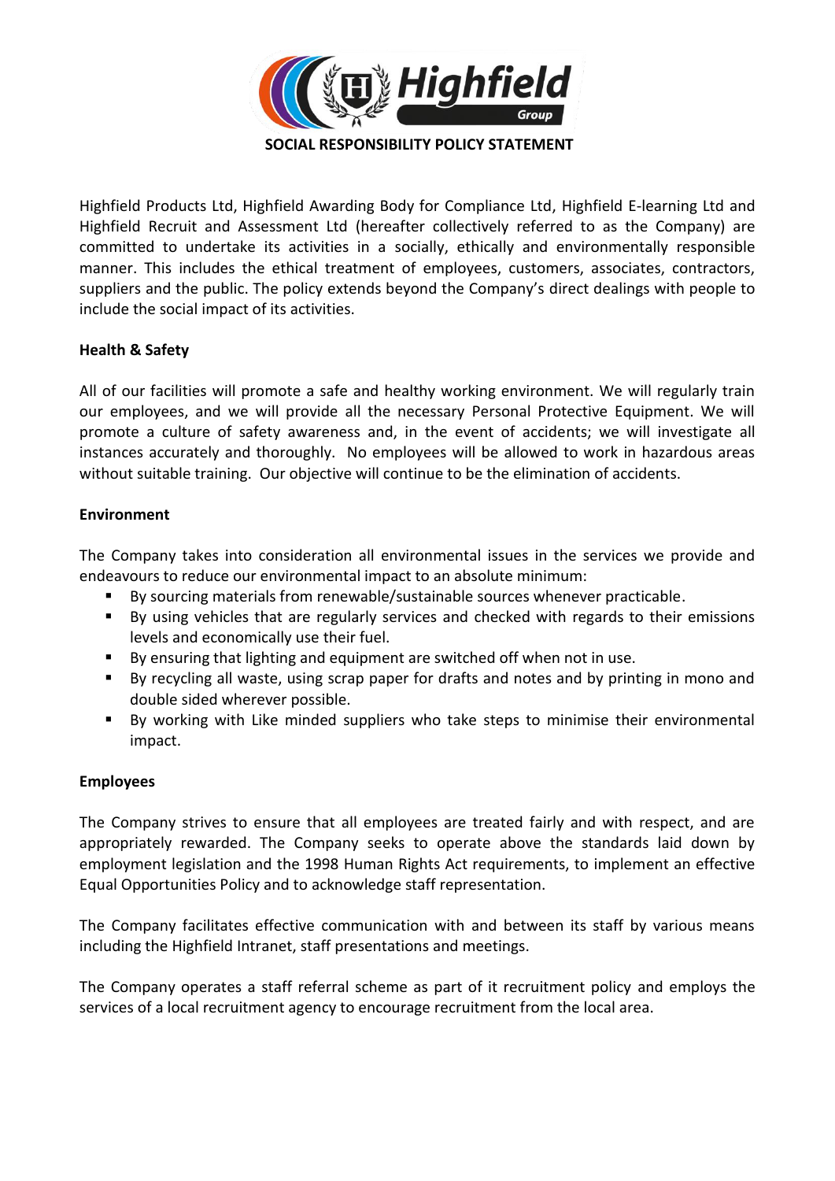# SOCIAL RESPONSIBILITY POLICY STATEMENT

Highfield Products Ltd, Highfield Awarding Body for Compliance Ltd, Highfield E-learning Ltd and Highfield Recruit and Assessment Ltd (hereafter collectively referred to as the Company) are committed to undertake its activities in a socially, ethically and environmentally responsible manner. This includes the ethical treatment of employees, customers, associates, contractors, suppliers and the public. The policy extends beyond the Company's direct dealings with people to include the social impact of its activities.

**Health & Safety**

All of our facilities will promote a safe and healthy working environment. We will regularly train our employees, and we will provide all the necessary Personal Protective Equipment. We will promote a culture of safety awareness and, in the event of accidents; we will investigate all instances accurately and thoroughly. No employees will be allowed to work in hazardous areas without suitable training. Our objective will continue to be the elimination of accidents.

**Environment**

The Company takes into consideration all environmental issues in the services we provide and endeavours to reduce our environmental impact to an absolute minimum:

- By sourcing materials from renewable/sustainable sources whenever practicable.
- By using vehicles that are regularly services and checked with regards to their emissions levels and economically use their fuel.
- By ensuring that lighting and equipment are switched off when not in use.
- By recycling all waste, using scrap paper for drafts and notes and by printing in mono and double sided wherever possible.
- By working with Like minded suppliers who take steps to minimise their environmental impact.

**Employees**

The Company strives to ensure that all employees are treated fairly and with respect, and are appropriately rewarded. The Company seeks to operate above the standards laid down by employment legislation and the 1998 Human Rights Act requirements, to implement an effective Equal Opportunities Policy and to acknowledge staff representation.

The Company facilitates effective communication with and between its staff by various means including the Highfield Intranet, staff presentations and meetings.

The Company operates a staff referral scheme as part of it recruitment policy and employs the services of a local recruitment agency to encourage recruitment from the local area.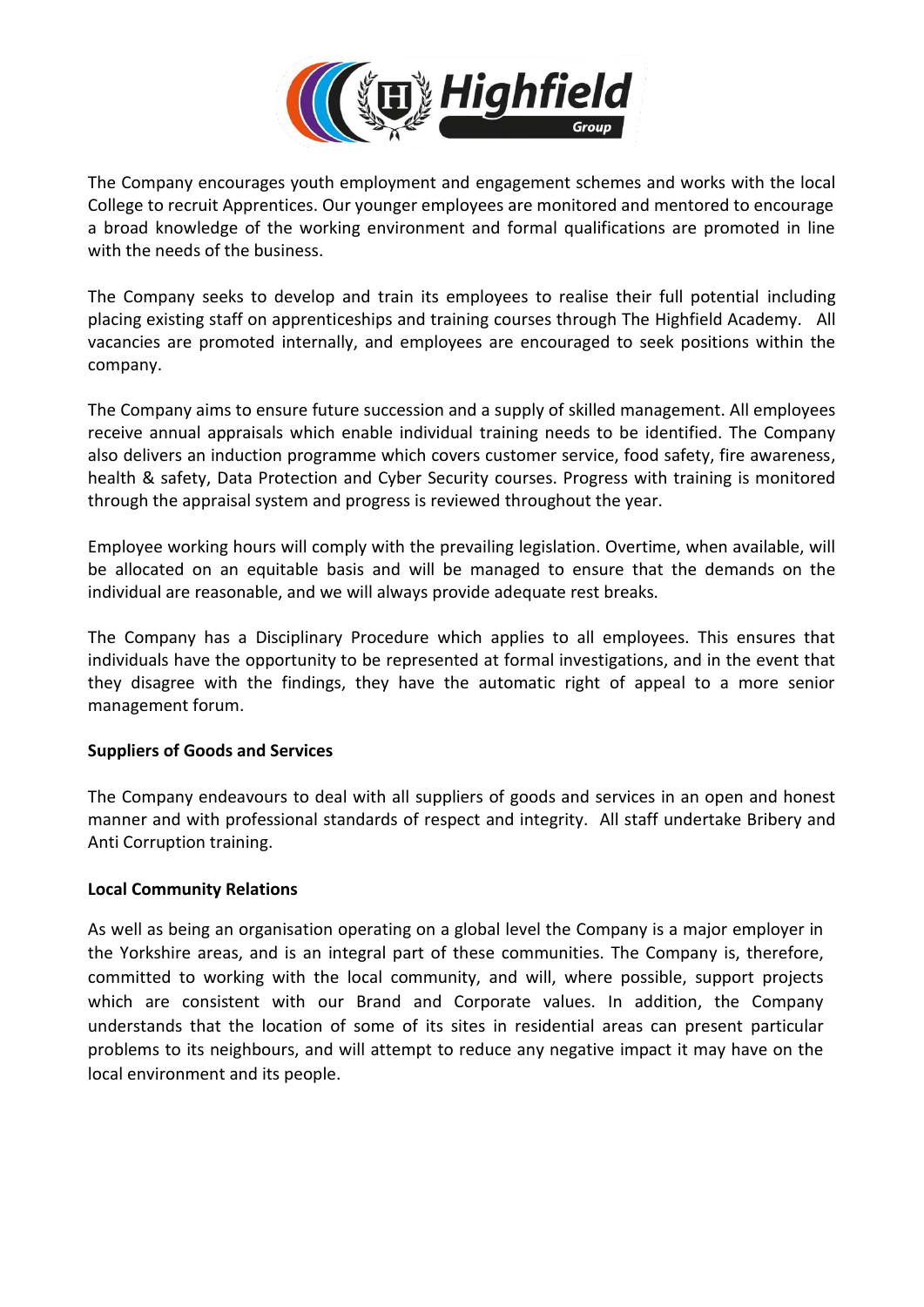The Company encourages youth employment and engagement schemes and works with the local College to recruit Apprentices. Our younger employees are monitored and mentored to encourage a broad knowledge of the working environment and formal qualifications are promoted in line with the needs of the business.

The Company seeks to develop and train its employees to realise their full potential including placing existing staff on apprenticeships and training courses through The Highfield Academy. All vacancies are promoted internally, and employees are encouraged to seek positions within the company.

The Company aims to ensure future succession and a supply of skilled management. All employees receive annual appraisals which enable individual training needs to be identified. The Company also delivers an induction programme which covers customer service, food safety, fire awareness, health & safety, Data Protection and Cyber Security courses. Progress with training is monitored through the appraisal system and progress is reviewed throughout the year.

Employee working hours will comply with the prevailing legislation. Overtime, when available, will be allocated on an equitable basis and will be managed to ensure that the demands on the individual are reasonable, and we will always provide adequate rest breaks.

The Company has a Disciplinary Procedure which applies to all employees. This ensures that individuals have the opportunity to be represented at formal investigations, and in the event that they disagree with the findings, they have the automatic right of appeal to a more senior management forum.

**Suppliers of Goods and Services**

The Company endeavours to deal with all suppliers of goods and services in an open and honest manner and with professional standards of respect and integrity. All staff undertake Bribery and Anti Corruption training.

**Local Community Relations**

As well as being an organisation operating on a global level the Company is a major employer in the Yorkshire areas, and is an integral part of these communities. The Company is, therefore, committed to working with the local community, and will, where possible, support projects which are consistent with our Brand and Corporate values. In addition, the Company understands that the location of some of its sites in residential areas can present particular problems to its neighbours, and will attempt to reduce any negative impact it may have on the local environment and its people.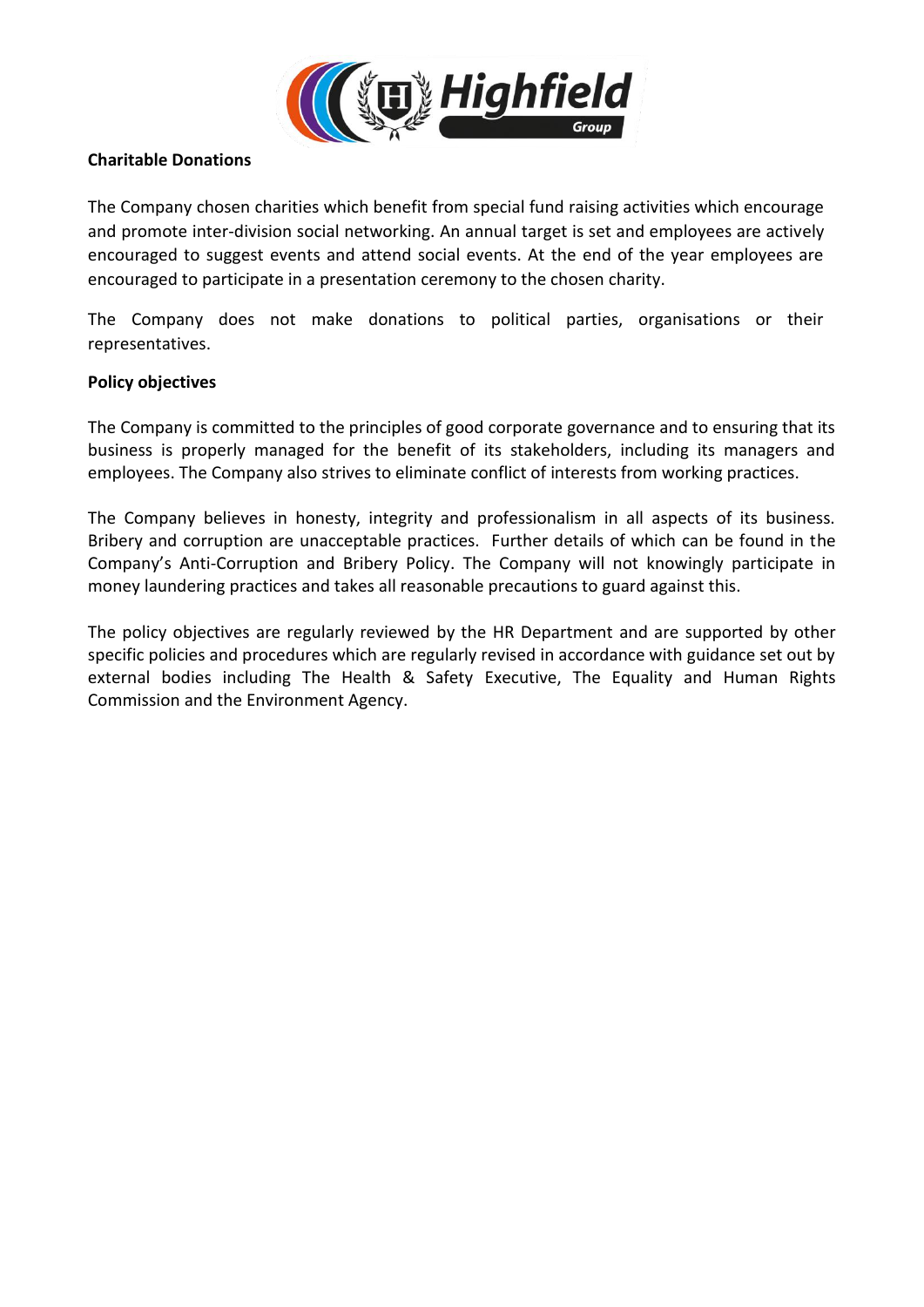**Charitable Donations**

The Company chosen charities which benefit from special fund raising activities which encourage and promote inter-division social networking. An annual target is set and employees are actively encouraged to suggest events and attend social events. At the end of the year employees are encouraged to participate in a presentation ceremony to the chosen charity.

The Company does not make donations to political parties, organisations or their representatives.

**Policy objectives**

The Company is committed to the principles of good corporate governance and to ensuring that its business is properly managed for the benefit of its stakeholders, including its managers and employees. The Company also strives to eliminate conflict of interests from working practices.

The Company believes in honesty, integrity and professionalism in all aspects of its business. Bribery and corruption are unacceptable practices. Further details of which can be found in the Company's Anti-Corruption and Bribery Policy. The Company will not knowingly participate in money laundering practices and takes all reasonable precautions to guard against this.

The policy objectives are regularly reviewed by the HR Department and are supported by other specific policies and procedures which are regularly revised in accordance with guidance set out by external bodies including The Health & Safety Executive, The Equality and Human Rights Commission and the Environment Agency.